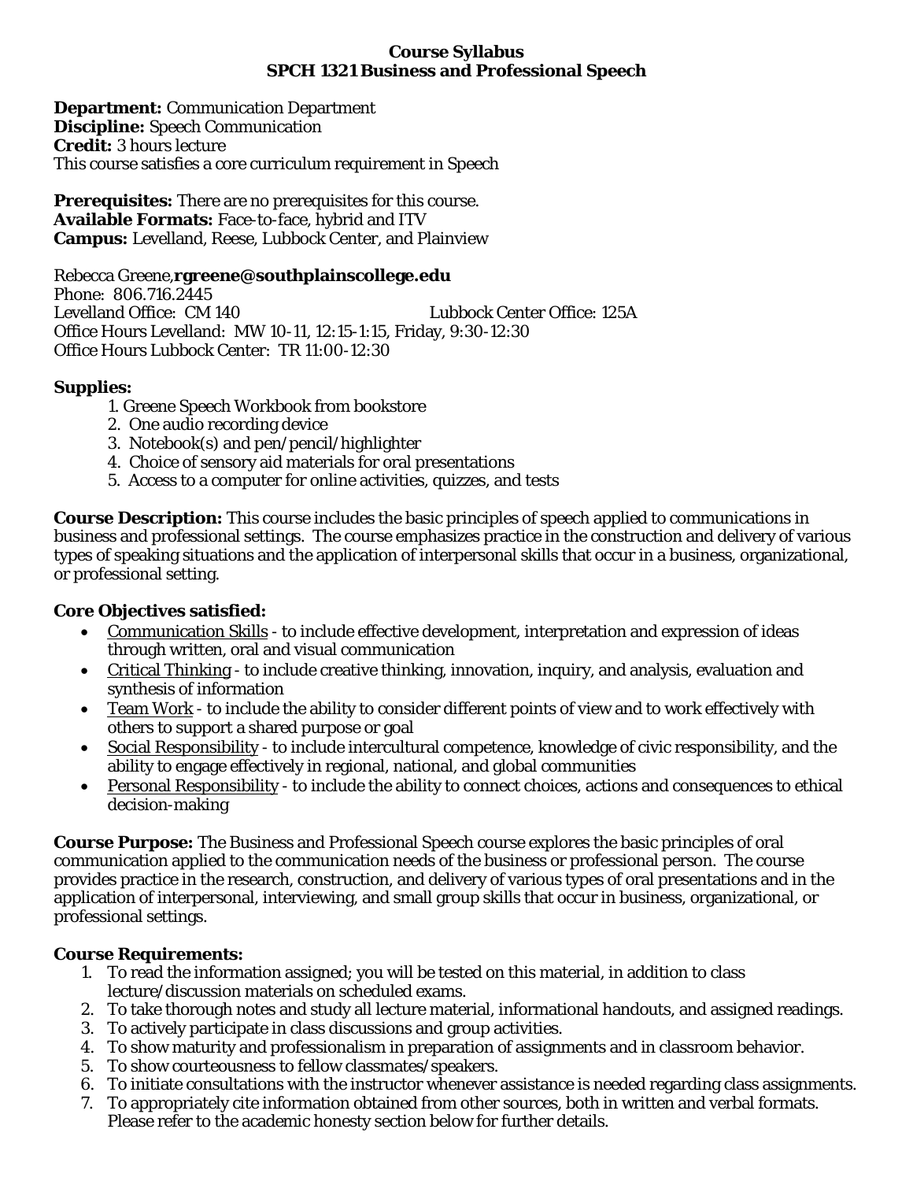# Course Syllabus
## SPCH 1321 Business and Professional Speech

**Department:** Communication Department
**Discipline:** Speech Communication
**Credit:** 3 hours lecture
This course satisfies a core curriculum requirement in Speech

**Prerequisites:** There are no prerequisites for this course.
**Available Formats:** Face-to-face, hybrid and ITV
**Campus:** Levelland, Reese, Lubbock Center, and Plainview

Rebecca Greene,**rgreene@southplainscollege.edu**
Phone: 806.716.2445
Levelland Office: CM 140 Lubbock Center Office: 125A
Office Hours Levelland: MW 10-11, 12:15-1:15, Friday, 9:30-12:30
Office Hours Lubbock Center: TR 11:00-12:30

**Supplies:**

1. Greene Speech Workbook from bookstore
2. One audio recording device
3. Notebook(s) and pen/pencil/highlighter
4. Choice of sensory aid materials for oral presentations
5. Access to a computer for online activities, quizzes, and tests

**Course Description:** This course includes the basic principles of speech applied to communications in business and professional settings. The course emphasizes practice in the construction and delivery of various types of speaking situations and the application of interpersonal skills that occur in a business, organizational, or professional setting.

**Core Objectives satisfied:**

- Communication Skills - to include effective development, interpretation and expression of ideas through written, oral and visual communication
- Critical Thinking - to include creative thinking, innovation, inquiry, and analysis, evaluation and synthesis of information
- Team Work - to include the ability to consider different points of view and to work effectively with others to support a shared purpose or goal
- Social Responsibility - to include intercultural competence, knowledge of civic responsibility, and the ability to engage effectively in regional, national, and global communities
- Personal Responsibility - to include the ability to connect choices, actions and consequences to ethical decision-making

**Course Purpose:** The Business and Professional Speech course explores the basic principles of oral communication applied to the communication needs of the business or professional person. The course provides practice in the research, construction, and delivery of various types of oral presentations and in the application of interpersonal, interviewing, and small group skills that occur in business, organizational, or professional settings.

**Course Requirements:**

1. To read the information assigned; you will be tested on this material, in addition to class lecture/discussion materials on scheduled exams.
2. To take thorough notes and study all lecture material, informational handouts, and assigned readings.
3. To actively participate in class discussions and group activities.
4. To show maturity and professionalism in preparation of assignments and in classroom behavior.
5. To show courteousness to fellow classmates/speakers.
6. To initiate consultations with the instructor whenever assistance is needed regarding class assignments.
7. To appropriately cite information obtained from other sources, both in written and verbal formats. Please refer to the academic honesty section below for further details.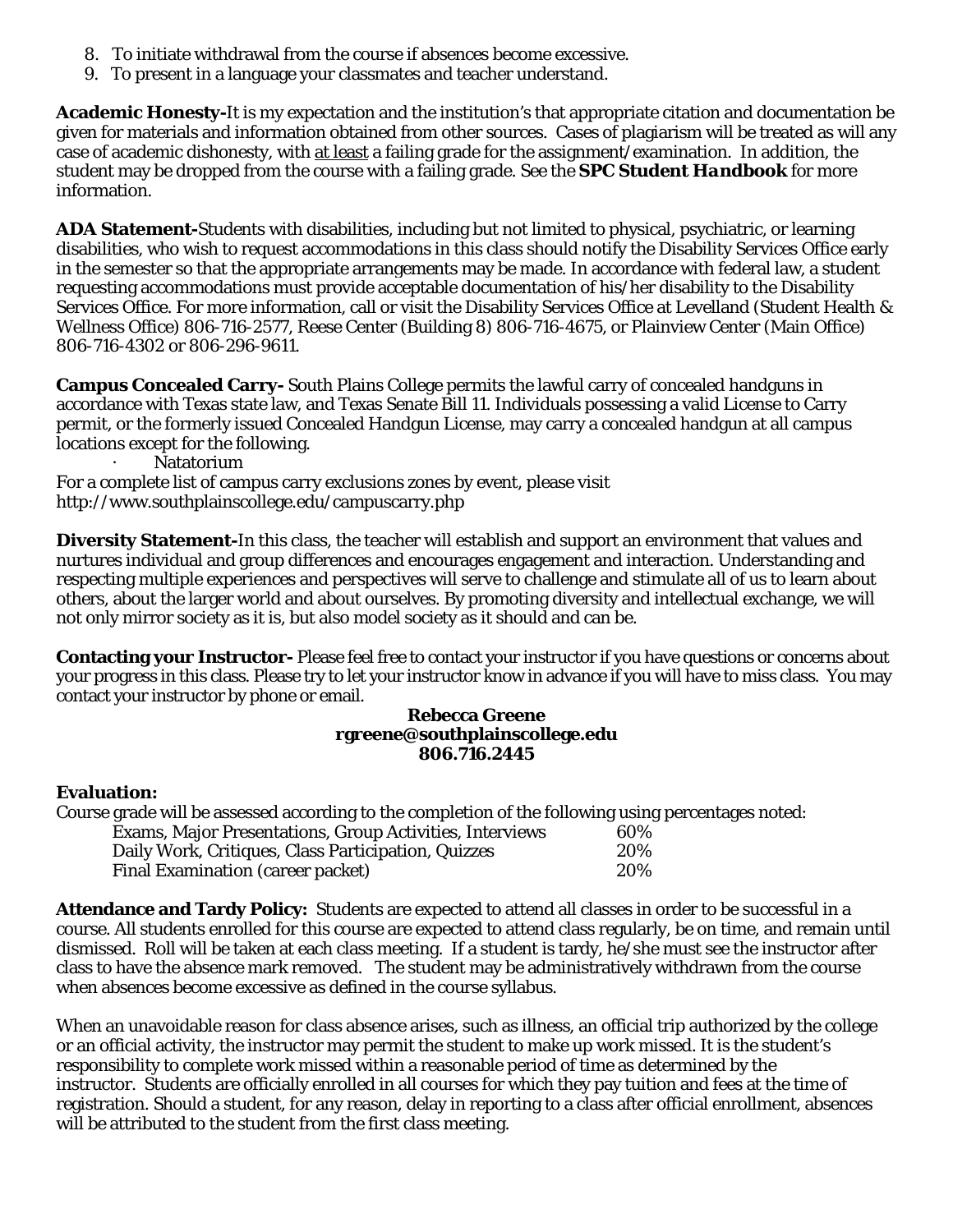8. To initiate withdrawal from the course if absences become excessive.
9. To present in a language your classmates and teacher understand.

**Academic Honesty-**It is my expectation and the institution's that appropriate citation and documentation be given for materials and information obtained from other sources. Cases of plagiarism will be treated as will any case of academic dishonesty, with at least a failing grade for the assignment/examination. In addition, the student may be dropped from the course with a failing grade. See the ***SPC Student Handbook*** for more information.

**ADA Statement-**Students with disabilities, including but not limited to physical, psychiatric, or learning disabilities, who wish to request accommodations in this class should notify the Disability Services Office early in the semester so that the appropriate arrangements may be made. In accordance with federal law, a student requesting accommodations must provide acceptable documentation of his/her disability to the Disability Services Office. For more information, call or visit the Disability Services Office at Levelland (Student Health & Wellness Office) 806-716-2577, Reese Center (Building 8) 806-716-4675, or Plainview Center (Main Office) 806-716-4302 or 806-296-9611.

**Campus Concealed Carry-** South Plains College permits the lawful carry of concealed handguns in accordance with Texas state law, and Texas Senate Bill 11. Individuals possessing a valid License to Carry permit, or the formerly issued Concealed Handgun License, may carry a concealed handgun at all campus locations except for the following.

- Natatorium

For a complete list of campus carry exclusions zones by event, please visit http://www.southplainscollege.edu/campuscarry.php

**Diversity Statement-**In this class, the teacher will establish and support an environment that values and nurtures individual and group differences and encourages engagement and interaction. Understanding and respecting multiple experiences and perspectives will serve to challenge and stimulate all of us to learn about others, about the larger world and about ourselves. By promoting diversity and intellectual exchange, we will not only mirror society as it is, but also model society as it should and can be.

**Contacting your Instructor-** Please feel free to contact your instructor if you have questions or concerns about your progress in this class. Please try to let your instructor know in advance if you will have to miss class. You may contact your instructor by phone or email.

**Rebecca Greene**
**rgreene@southplainscollege.edu**
**806.716.2445**

**Evaluation:**

Course grade will be assessed according to the completion of the following using percentages noted:

| | |
|---|---|
| Exams, Major Presentations, Group Activities, Interviews | 60% |
| Daily Work, Critiques, Class Participation, Quizzes | 20% |
| Final Examination (career packet) | 20% |

**Attendance and Tardy Policy:** Students are expected to attend all classes in order to be successful in a course. All students enrolled for this course are expected to attend class regularly, be on time, and remain until dismissed. Roll will be taken at each class meeting. If a student is tardy, he/she must see the instructor after class to have the absence mark removed. The student may be administratively withdrawn from the course when absences become excessive as defined in the course syllabus.

When an unavoidable reason for class absence arises, such as illness, an official trip authorized by the college or an official activity, the instructor may permit the student to make up work missed. It is the student's responsibility to complete work missed within a reasonable period of time as determined by the instructor. Students are officially enrolled in all courses for which they pay tuition and fees at the time of registration. Should a student, for any reason, delay in reporting to a class after official enrollment, absences will be attributed to the student from the first class meeting.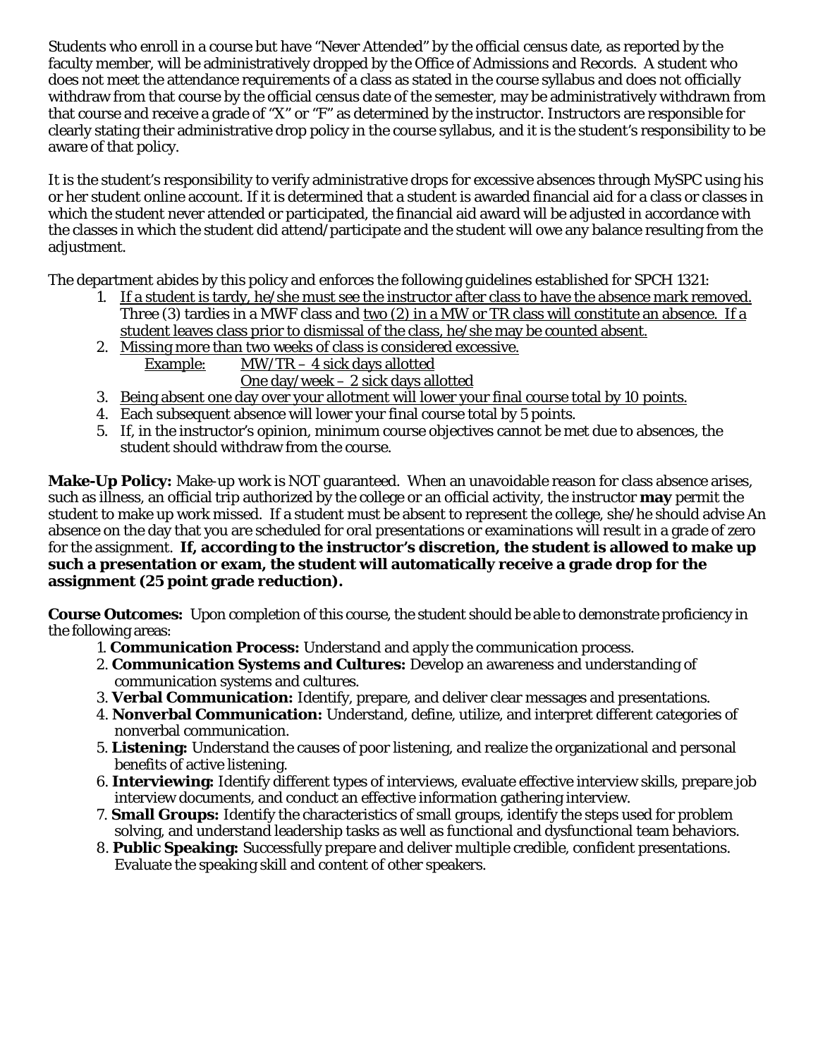Students who enroll in a course but have "Never Attended" by the official census date, as reported by the faculty member, will be administratively dropped by the Office of Admissions and Records. A student who does not meet the attendance requirements of a class as stated in the course syllabus and does not officially withdraw from that course by the official census date of the semester, may be administratively withdrawn from that course and receive a grade of "X" or "F" as determined by the instructor. Instructors are responsible for clearly stating their administrative drop policy in the course syllabus, and it is the student's responsibility to be aware of that policy.

It is the student's responsibility to verify administrative drops for excessive absences through MySPC using his or her student online account. If it is determined that a student is awarded financial aid for a class or classes in which the student never attended or participated, the financial aid award will be adjusted in accordance with the classes in which the student did attend/participate and the student will owe any balance resulting from the adjustment.

The department abides by this policy and enforces the following guidelines established for SPCH 1321:

1. If a student is tardy, he/she must see the instructor after class to have the absence mark removed. Three (3) tardies in a MWF class and two (2) in a MW or TR class will constitute an absence. If a student leaves class prior to dismissal of the class, he/she may be counted absent.
2. Missing more than two weeks of class is considered excessive.
   Example: MW/TR – 4 sick days allotted
   One day/week – 2 sick days allotted
3. Being absent one day over your allotment will lower your final course total by 10 points.
4. Each subsequent absence will lower your final course total by 5 points.
5. If, in the instructor's opinion, minimum course objectives cannot be met due to absences, the student should withdraw from the course.

**Make-Up Policy:** Make-up work is NOT guaranteed. When an unavoidable reason for class absence arises, such as illness, an official trip authorized by the college or an official activity, the instructor **may** permit the student to make up work missed. If a student must be absent to represent the college, she/he should advise An absence on the day that you are scheduled for oral presentations or examinations will result in a grade of zero for the assignment. **If, according to the instructor's discretion, the student is allowed to make up such a presentation or exam, the student will automatically receive a grade drop for the assignment (25 point grade reduction).**

**Course Outcomes:** Upon completion of this course, the student should be able to demonstrate proficiency in the following areas:

1. **Communication Process:** Understand and apply the communication process.
2. **Communication Systems and Cultures:** Develop an awareness and understanding of communication systems and cultures.
3. **Verbal Communication:** Identify, prepare, and deliver clear messages and presentations.
4. **Nonverbal Communication:** Understand, define, utilize, and interpret different categories of nonverbal communication.
5. **Listening:** Understand the causes of poor listening, and realize the organizational and personal benefits of active listening.
6. **Interviewing:** Identify different types of interviews, evaluate effective interview skills, prepare job interview documents, and conduct an effective information gathering interview.
7. **Small Groups:** Identify the characteristics of small groups, identify the steps used for problem solving, and understand leadership tasks as well as functional and dysfunctional team behaviors.
8. **Public Speaking:** Successfully prepare and deliver multiple credible, confident presentations. Evaluate the speaking skill and content of other speakers.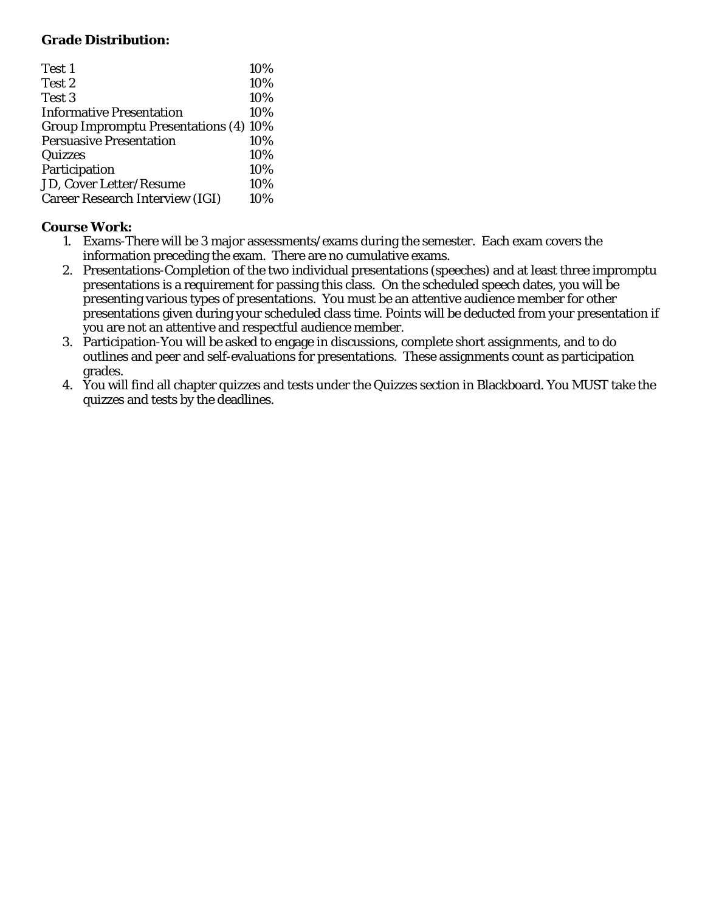**Grade Distribution:**

| | |
|---|---|
| Test 1 | 10% |
| Test 2 | 10% |
| Test 3 | 10% |
| Informative Presentation | 10% |
| Group Impromptu Presentations (4) | 10% |
| Persuasive Presentation | 10% |
| Quizzes | 10% |
| Participation | 10% |
| JD, Cover Letter/Resume | 10% |
| Career Research Interview (IGI) | 10% |

**Course Work:**

1. Exams-There will be 3 major assessments/exams during the semester. Each exam covers the information preceding the exam. There are no cumulative exams.
2. Presentations-Completion of the two individual presentations (speeches) and at least three impromptu presentations is a requirement for passing this class. On the scheduled speech dates, you will be presenting various types of presentations. You must be an attentive audience member for other presentations given during your scheduled class time. Points will be deducted from your presentation if you are not an attentive and respectful audience member.
3. Participation-You will be asked to engage in discussions, complete short assignments, and to do outlines and peer and self-evaluations for presentations. These assignments count as participation grades.
4. You will find all chapter quizzes and tests under the Quizzes section in Blackboard. You MUST take the quizzes and tests by the deadlines.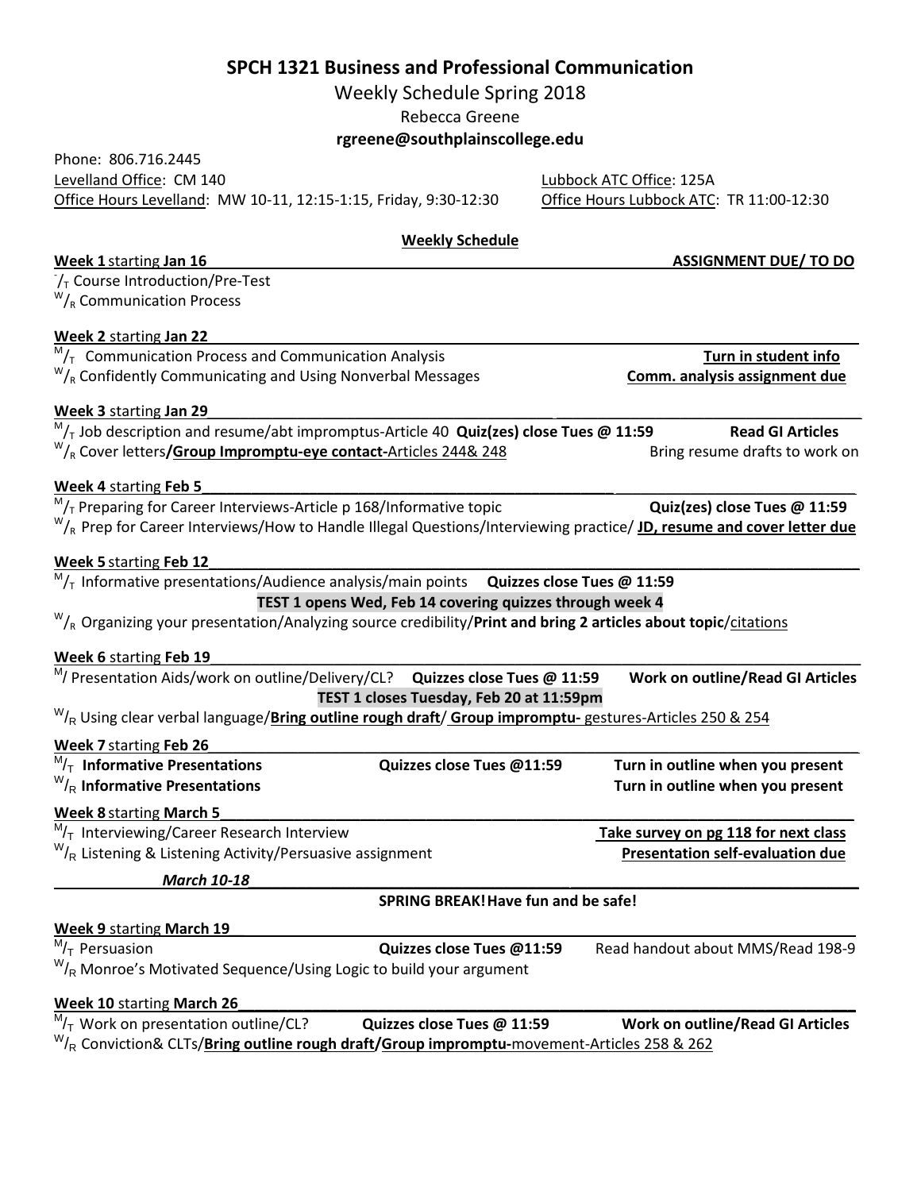# SPCH 1321 Business and Professional Communication

Weekly Schedule Spring 2018

Rebecca Greene

**rgreene@southplainscollege.edu**

Phone: 806.716.2445

Levelland Office: CM 140

Office Hours Levelland: MW 10-11, 12:15-1:15, Friday, 9:30-12:30

Lubbock ATC Office: 125A

Office Hours Lubbock ATC: TR 11:00-12:30

**Weekly Schedule**

**Week 1** starting **Jan 16** — **ASSIGNMENT DUE/ TO DO**

$^{-}/_{T}$ Course Introduction/Pre-Test

$^{W}/_{R}$ Communication Process

**Week 2** starting **Jan 22**

$^{M}/_{T}$ Communication Process and Communication Analysis — **Turn in student info**

$^{W}/_{R}$ Confidently Communicating and Using Nonverbal Messages — **Comm. analysis assignment due**

**Week 3** starting **Jan 29**

$^{M}/_{T}$ Job description and resume/abt impromptus-Article 40 **Quiz(zes) close Tues @ 11:59** — **Read GI Articles**

$^{W}/_{R}$ Cover letters**/Group Impromptu-eye contact-**Articles 244& 248 — Bring resume drafts to work on

**Week 4** starting **Feb 5**

$^{M}/_{T}$ Preparing for Career Interviews-Article p 168/Informative topic — **Quiz(zes) close Tues @ 11:59**

$^{W}/_{R}$ Prep for Career Interviews/How to Handle Illegal Questions/Interviewing practice/ **JD, resume and cover letter due**

**Week 5** starting **Feb 12**

$^{M}/_{T}$ Informative presentations/Audience analysis/main points **Quizzes close Tues @ 11:59**

**TEST 1 opens Wed, Feb 14 covering quizzes through week 4**

$^{W}/_{R}$ Organizing your presentation/Analyzing source credibility/**Print and bring 2 articles about topic**/citations

**Week 6** starting **Feb 19**

$^{M}/$ Presentation Aids/work on outline/Delivery/CL? **Quizzes close Tues @ 11:59** — **Work on outline/Read GI Articles**

**TEST 1 closes Tuesday, Feb 20 at 11:59pm**

$^{W}/_{R}$ Using clear verbal language/**Bring outline rough draft**/ **Group impromptu-** gestures-Articles 250 & 254

**Week 7** starting **Feb 26**

$^{M}/_{T}$ **Informative Presentations** — **Quizzes close Tues @11:59** — **Turn in outline when you present**

$^{W}/_{R}$ **Informative Presentations** — **Turn in outline when you present**

**Week 8** starting **March 5**

$^{M}/_{T}$ Interviewing/Career Research Interview — **Take survey on pg 118 for next class**

$^{W}/_{R}$ Listening & Listening Activity/Persuasive assignment — **Presentation self-evaluation due**

***March 10-18***

**SPRING BREAK! Have fun and be safe!**

**Week 9** starting **March 19**

$^{M}/_{T}$ Persuasion — **Quizzes close Tues @11:59** — Read handout about MMS/Read 198-9

$^{W}/_{R}$ Monroe's Motivated Sequence/Using Logic to build your argument

**Week 10** starting **March 26**

$^{M}/_{T}$ Work on presentation outline/CL? — **Quizzes close Tues @ 11:59** — **Work on outline/Read GI Articles**

$^{W}/_{R}$ Conviction& CLTs/**Bring outline rough draft/Group impromptu-**movement-Articles 258 & 262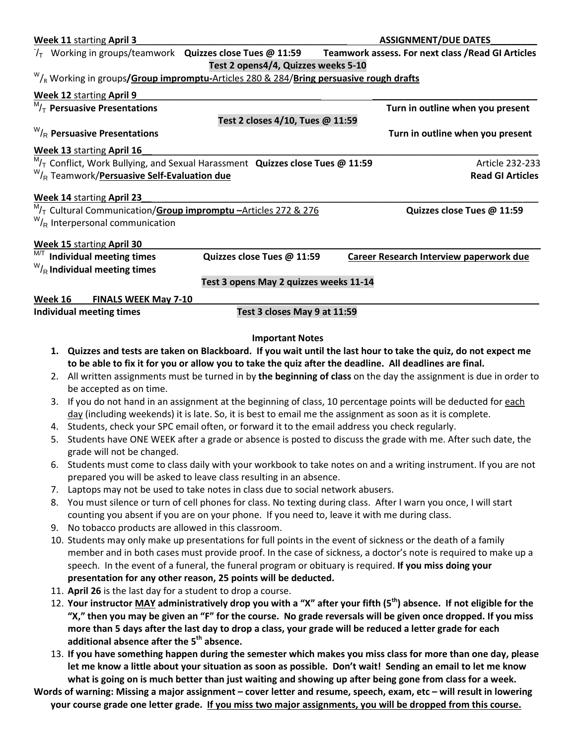**Week 11** starting **April 3** **ASSIGNMENT/DUE DATES**

T/T Working in groups/teamwork **Quizzes close Tues @ 11:59** **Teamwork assess. For next class /Read GI Articles**

**Test 2 opens4/4, Quizzes weeks 5-10**

W/R Working in groups**/Group impromptu-**Articles 280 & 284/**Bring persuasive rough drafts**

**Week 12** starting **April 9**

M/T **Persuasive Presentations** **Turn in outline when you present**

**Test 2 closes 4/10, Tues @ 11:59**

W/R **Persuasive Presentations** **Turn in outline when you present**

**Week 13** starting **April 16**

M/T Conflict, Work Bullying, and Sexual Harassment **Quizzes close Tues @ 11:59** Article 232-233

W/R Teamwork/**Persuasive Self-Evaluation due** **Read GI Articles**

**Week 14** starting **April 23**

M/T Cultural Communication/**Group impromptu –**Articles 272 & 276 **Quizzes close Tues @ 11:59**

W/R Interpersonal communication

**Week 15** starting **April 30**

M/T **Individual meeting times** **Quizzes close Tues @ 11:59** **Career Research Interview paperwork due**

W/R **Individual meeting times**

**Test 3 opens May 2 quizzes weeks 11-14**

**Week 16 FINALS WEEK May 7-10**

**Individual meeting times** **Test 3 closes May 9 at 11:59**

**Important Notes**

1. **Quizzes and tests are taken on Blackboard. If you wait until the last hour to take the quiz, do not expect me to be able to fix it for you or allow you to take the quiz after the deadline. All deadlines are final.**
2. All written assignments must be turned in by **the beginning of class** on the day the assignment is due in order to be accepted as on time.
3. If you do not hand in an assignment at the beginning of class, 10 percentage points will be deducted for each day (including weekends) it is late. So, it is best to email me the assignment as soon as it is complete.
4. Students, check your SPC email often, or forward it to the email address you check regularly.
5. Students have ONE WEEK after a grade or absence is posted to discuss the grade with me. After such date, the grade will not be changed.
6. Students must come to class daily with your workbook to take notes on and a writing instrument. If you are not prepared you will be asked to leave class resulting in an absence.
7. Laptops may not be used to take notes in class due to social network abusers.
8. You must silence or turn of cell phones for class. No texting during class. After I warn you once, I will start counting you absent if you are on your phone. If you need to, leave it with me during class.
9. No tobacco products are allowed in this classroom.
10. Students may only make up presentations for full points in the event of sickness or the death of a family member and in both cases must provide proof. In the case of sickness, a doctor's note is required to make up a speech. In the event of a funeral, the funeral program or obituary is required. **If you miss doing your presentation for any other reason, 25 points will be deducted.**
11. **April 26** is the last day for a student to drop a course.
12. **Your instructor MAY administratively drop you with a "X" after your fifth (5th) absence. If not eligible for the "X," then you may be given an "F" for the course. No grade reversals will be given once dropped. If you miss more than 5 days after the last day to drop a class, your grade will be reduced a letter grade for each additional absence after the 5th absence.**
13. **If you have something happen during the semester which makes you miss class for more than one day, please let me know a little about your situation as soon as possible. Don't wait! Sending an email to let me know what is going on is much better than just waiting and showing up after being gone from class for a week.**

**Words of warning: Missing a major assignment – cover letter and resume, speech, exam, etc – will result in lowering your course grade one letter grade. If you miss two major assignments, you will be dropped from this course.**